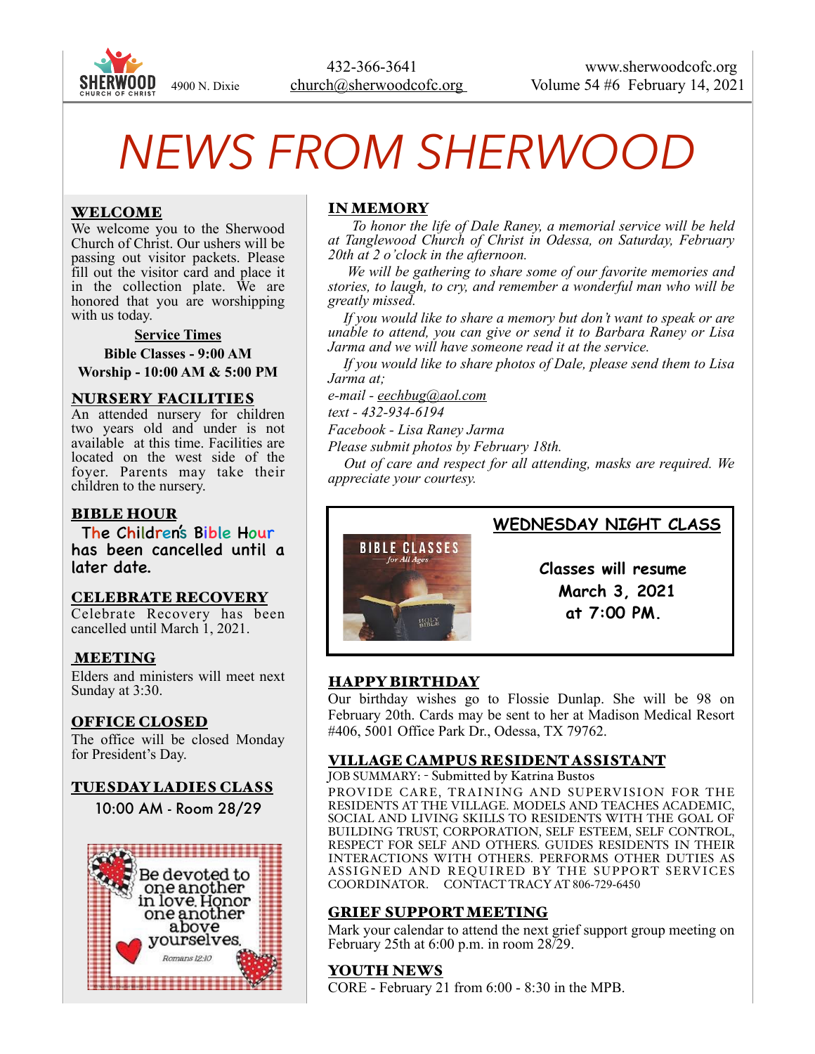SHERWOOD CHURCH OF CHRIST 4900 N. Dixie

432-366-3641
church@sherwoodcofc.org

www.sherwoodcofc.org
Volume 54 #6 February 14, 2021

# NEWS FROM SHERWOOD

## WELCOME

We welcome you to the Sherwood Church of Christ. Our ushers will be passing out visitor packets. Please fill out the visitor card and place it in the collection plate. We are honored that you are worshipping with us today.

**Service Times**

**Bible Classes - 9:00 AM**

**Worship - 10:00 AM & 5:00 PM**

## NURSERY FACILITIES

An attended nursery for children two years old and under is not available at this time. Facilities are located on the west side of the foyer. Parents may take their children to the nursery.

## BIBLE HOUR

The Children's Bible Hour has been cancelled until a later date.

## CELEBRATE RECOVERY

Celebrate Recovery has been cancelled until March 1, 2021.

## MEETING

Elders and ministers will meet next Sunday at 3:30.

## OFFICE CLOSED

The office will be closed Monday for President's Day.

## TUESDAY LADIES CLASS

10:00 AM - Room 28/29

Be devoted to one another in love. Honor one another above yourselves. Romans 12:10

## IN MEMORY

*To honor the life of Dale Raney, a memorial service will be held at Tanglewood Church of Christ in Odessa, on Saturday, February 20th at 2 o'clock in the afternoon.*

*We will be gathering to share some of our favorite memories and stories, to laugh, to cry, and remember a wonderful man who will be greatly missed.*

*If you would like to share a memory but don't want to speak or are unable to attend, you can give or send it to Barbara Raney or Lisa Jarma and we will have someone read it at the service.*

*If you would like to share photos of Dale, please send them to Lisa Jarma at;*

*e-mail - eechbug@aol.com*

*text - 432-934-6194*

*Facebook - Lisa Raney Jarma*

*Please submit photos by February 18th.*

*Out of care and respect for all attending, masks are required. We appreciate your courtesy.*

## WEDNESDAY NIGHT CLASS

BIBLE CLASSES *for All Ages*

**Classes will resume March 3, 2021 at 7:00 PM.**

## HAPPY BIRTHDAY

Our birthday wishes go to Flossie Dunlap. She will be 98 on February 20th. Cards may be sent to her at Madison Medical Resort #406, 5001 Office Park Dr., Odessa, TX 79762.

## VILLAGE CAMPUS RESIDENT ASSISTANT

JOB SUMMARY: - Submitted by Katrina Bustos

PROVIDE CARE, TRAINING AND SUPERVISION FOR THE RESIDENTS AT THE VILLAGE. MODELS AND TEACHES ACADEMIC, SOCIAL AND LIVING SKILLS TO RESIDENTS WITH THE GOAL OF BUILDING TRUST, CORPORATION, SELF ESTEEM, SELF CONTROL, RESPECT FOR SELF AND OTHERS. GUIDES RESIDENTS IN THEIR INTERACTIONS WITH OTHERS. PERFORMS OTHER DUTIES AS ASSIGNED AND REQUIRED BY THE SUPPORT SERVICES COORDINATOR. CONTACT TRACY AT 806-729-6450

## GRIEF SUPPORT MEETING

Mark your calendar to attend the next grief support group meeting on February 25th at 6:00 p.m. in room 28/29.

## YOUTH NEWS

CORE - February 21 from 6:00 - 8:30 in the MPB.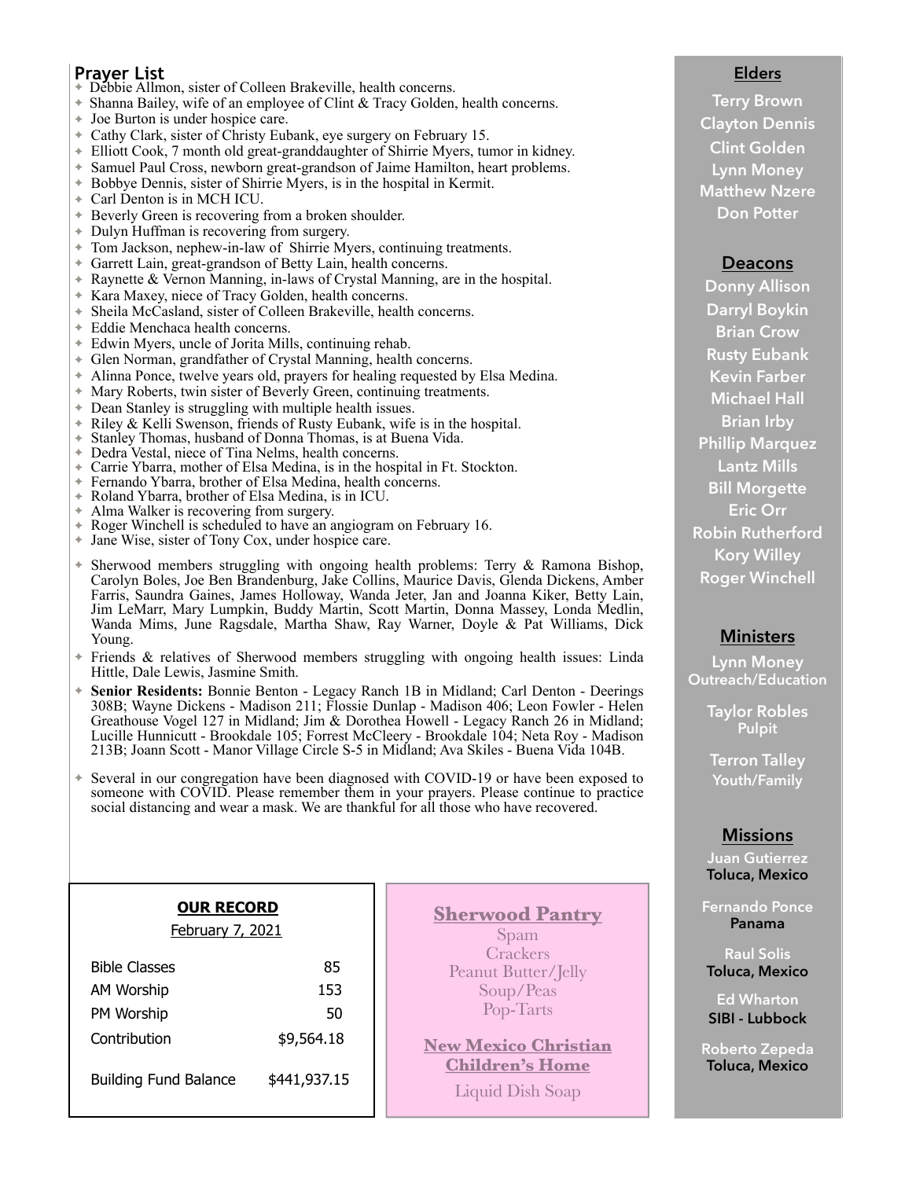## Prayer List

- Debbie Allmon, sister of Colleen Brakeville, health concerns.
- Shanna Bailey, wife of an employee of Clint & Tracy Golden, health concerns.
- Joe Burton is under hospice care.
- Cathy Clark, sister of Christy Eubank, eye surgery on February 15.
- Elliott Cook, 7 month old great-granddaughter of Shirrie Myers, tumor in kidney.
- Samuel Paul Cross, newborn great-grandson of Jaime Hamilton, heart problems.
- Bobbye Dennis, sister of Shirrie Myers, is in the hospital in Kermit.
- Carl Denton is in MCH ICU.
- Beverly Green is recovering from a broken shoulder.
- Dulyn Huffman is recovering from surgery.
- Tom Jackson, nephew-in-law of Shirrie Myers, continuing treatments.
- Garrett Lain, great-grandson of Betty Lain, health concerns.
- Raynette & Vernon Manning, in-laws of Crystal Manning, are in the hospital.
- Kara Maxey, niece of Tracy Golden, health concerns.
- Sheila McCasland, sister of Colleen Brakeville, health concerns.
- Eddie Menchaca health concerns.
- Edwin Myers, uncle of Jorita Mills, continuing rehab.
- Glen Norman, grandfather of Crystal Manning, health concerns.
- Alinna Ponce, twelve years old, prayers for healing requested by Elsa Medina.
- Mary Roberts, twin sister of Beverly Green, continuing treatments.
- Dean Stanley is struggling with multiple health issues.
- Riley & Kelli Swenson, friends of Rusty Eubank, wife is in the hospital.
- Stanley Thomas, husband of Donna Thomas, is at Buena Vida.
- Dedra Vestal, niece of Tina Nelms, health concerns.
- Carrie Ybarra, mother of Elsa Medina, is in the hospital in Ft. Stockton.
- Fernando Ybarra, brother of Elsa Medina, health concerns.
- Roland Ybarra, brother of Elsa Medina, is in ICU.
- Alma Walker is recovering from surgery.
- Roger Winchell is scheduled to have an angiogram on February 16.
- Jane Wise, sister of Tony Cox, under hospice care.

- Sherwood members struggling with ongoing health problems: Terry & Ramona Bishop, Carolyn Boles, Joe Ben Brandenburg, Jake Collins, Maurice Davis, Glenda Dickens, Amber Farris, Saundra Gaines, James Holloway, Wanda Jeter, Jan and Joanna Kiker, Betty Lain, Jim LeMarr, Mary Lumpkin, Buddy Martin, Scott Martin, Donna Massey, Londa Medlin, Wanda Mims, June Ragsdale, Martha Shaw, Ray Warner, Doyle & Pat Williams, Dick Young.
- Friends & relatives of Sherwood members struggling with ongoing health issues: Linda Hittle, Dale Lewis, Jasmine Smith.
- **Senior Residents:** Bonnie Benton - Legacy Ranch 1B in Midland; Carl Denton - Deerings 308B; Wayne Dickens - Madison 211; Flossie Dunlap - Madison 406; Leon Fowler - Helen Greathouse Vogel 127 in Midland; Jim & Dorothea Howell - Legacy Ranch 26 in Midland; Lucille Hunnicutt - Brookdale 105; Forrest McCleery - Brookdale 104; Neta Roy - Madison 213B; Joann Scott - Manor Village Circle S-5 in Midland; Ava Skiles - Buena Vida 104B.
- Several in our congregation have been diagnosed with COVID-19 or have been exposed to someone with COVID. Please remember them in your prayers. Please continue to practice social distancing and wear a mask. We are thankful for all those who have recovered.

**OUR RECORD**

February 7, 2021

| | |
|---|---|
| Bible Classes | 85 |
| AM Worship | 153 |
| PM Worship | 50 |
| Contribution | $9,564.18 |
| Building Fund Balance | $441,937.15 |

**Sherwood Pantry**

Spam
Crackers
Peanut Butter/Jelly
Soup/Peas
Pop-Tarts

**New Mexico Christian Children's Home**

Liquid Dish Soap

### Elders

Terry Brown
Clayton Dennis
Clint Golden
Lynn Money
Matthew Nzere
Don Potter

### Deacons

Donny Allison
Darryl Boykin
Brian Crow
Rusty Eubank
Kevin Farber
Michael Hall
Brian Irby
Phillip Marquez
Lantz Mills
Bill Morgette
Eric Orr
Robin Rutherford
Kory Willey
Roger Winchell

### Ministers

Lynn Money
Outreach/Education

Taylor Robles
Pulpit

Terron Talley
Youth/Family

### Missions

Juan Gutierrez
Toluca, Mexico

Fernando Ponce
Panama

Raul Solis
Toluca, Mexico

Ed Wharton
SIBI - Lubbock

Roberto Zepeda
Toluca, Mexico